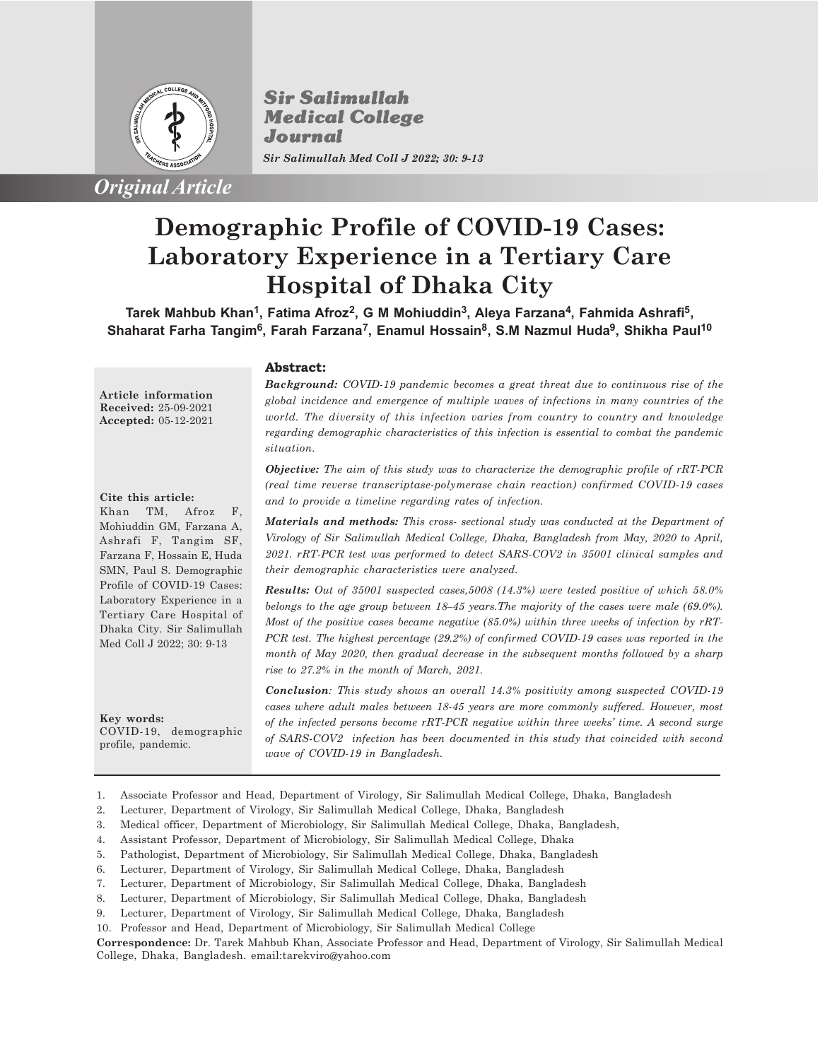*Original Article*

# Demographic Profile of COVID-19 Cases: Laboratory Experience in a Tertiary Care Hospital of Dhaka City

**Tarek Mahbub Khan[1], Fatima Afroz[2], G M Mohiuddin[3], Aleya Farzana[4], Fahmida Ashrafi[5], Shaharat Farha Tangim[6], Farah Farzana[7], Enamul Hossain[8], S.M Nazmul Huda[9], Shikha Paul[10]**

**Article information**
**Received:** 25-09-2021
**Accepted:** 05-12-2021

**Cite this article:**
Khan TM, Afroz F, Mohiuddin GM, Farzana A, Ashrafi F, Tangim SF, Farzana F, Hossain E, Huda SMN, Paul S. Demographic Profile of COVID-19 Cases: Laboratory Experience in a Tertiary Care Hospital of Dhaka City. Sir Salimullah Med Coll J 2022; 30: 9-13

**Key words:**
COVID-19, demographic profile, pandemic.

## Abstract:

***Background:*** *COVID-19 pandemic becomes a great threat due to continuous rise of the global incidence and emergence of multiple waves of infections in many countries of the world. The diversity of this infection varies from country to country and knowledge regarding demographic characteristics of this infection is essential to combat the pandemic situation.*

***Objective:*** *The aim of this study was to characterize the demographic profile of rRT-PCR (real time reverse transcriptase-polymerase chain reaction) confirmed COVID-19 cases and to provide a timeline regarding rates of infection.*

***Materials and methods:*** *This cross- sectional study was conducted at the Department of Virology of Sir Salimullah Medical College, Dhaka, Bangladesh from May, 2020 to April, 2021. rRT-PCR test was performed to detect SARS-COV2 in 35001 clinical samples and their demographic characteristics were analyzed.*

***Results:*** *Out of 35001 suspected cases,5008 (14.3%) were tested positive of which 58.0% belongs to the age group between 18–45 years.The majority of the cases were male (69.0%). Most of the positive cases became negative (85.0%) within three weeks of infection by rRT-PCR test. The highest percentage (29.2%) of confirmed COVID-19 cases was reported in the month of May 2020, then gradual decrease in the subsequent months followed by a sharp rise to 27.2% in the month of March, 2021.*

***Conclusion****: This study shows an overall 14.3% positivity among suspected COVID-19 cases where adult males between 18-45 years are more commonly suffered. However, most of the infected persons become rRT-PCR negative within three weeks' time. A second surge of SARS-COV2 infection has been documented in this study that coincided with second wave of COVID-19 in Bangladesh.*

---

1. Associate Professor and Head, Department of Virology, Sir Salimullah Medical College, Dhaka, Bangladesh
2. Lecturer, Department of Virology, Sir Salimullah Medical College, Dhaka, Bangladesh
3. Medical officer, Department of Microbiology, Sir Salimullah Medical College, Dhaka, Bangladesh,
4. Assistant Professor, Department of Microbiology, Sir Salimullah Medical College, Dhaka
5. Pathologist, Department of Microbiology, Sir Salimullah Medical College, Dhaka, Bangladesh
6. Lecturer, Department of Virology, Sir Salimullah Medical College, Dhaka, Bangladesh
7. Lecturer, Department of Microbiology, Sir Salimullah Medical College, Dhaka, Bangladesh
8. Lecturer, Department of Microbiology, Sir Salimullah Medical College, Dhaka, Bangladesh
9. Lecturer, Department of Virology, Sir Salimullah Medical College, Dhaka, Bangladesh
10. Professor and Head, Department of Microbiology, Sir Salimullah Medical College

**Correspondence:** Dr. Tarek Mahbub Khan, Associate Professor and Head, Department of Virology, Sir Salimullah Medical College, Dhaka, Bangladesh. email:tarekviro@yahoo.com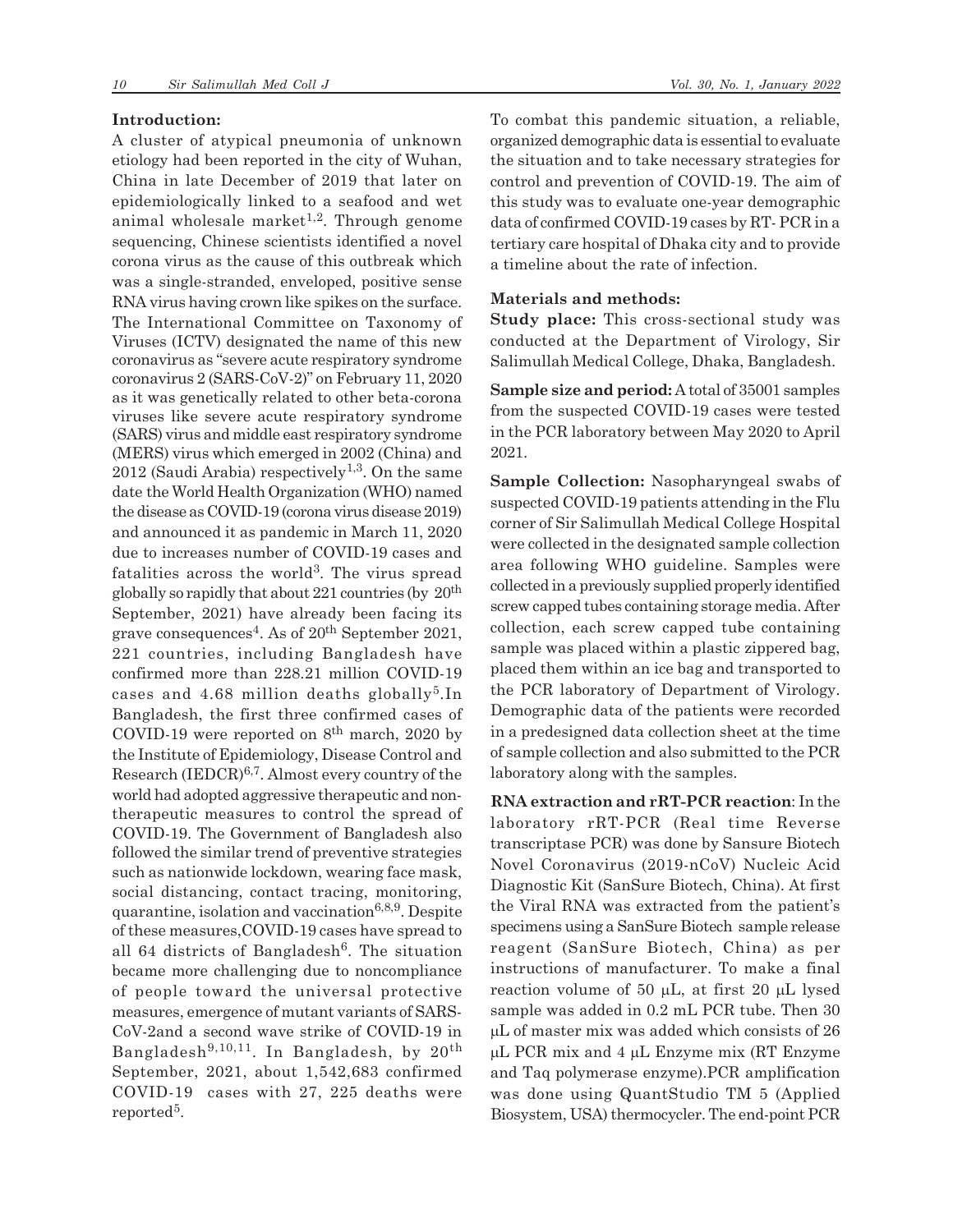## Introduction:

A cluster of atypical pneumonia of unknown etiology had been reported in the city of Wuhan, China in late December of 2019 that later on epidemiologically linked to a seafood and wet animal wholesale market[1,2]. Through genome sequencing, Chinese scientists identified a novel corona virus as the cause of this outbreak which was a single-stranded, enveloped, positive sense RNA virus having crown like spikes on the surface. The International Committee on Taxonomy of Viruses (ICTV) designated the name of this new coronavirus as "severe acute respiratory syndrome coronavirus 2 (SARS-CoV-2)" on February 11, 2020 as it was genetically related to other beta-corona viruses like severe acute respiratory syndrome (SARS) virus and middle east respiratory syndrome (MERS) virus which emerged in 2002 (China) and 2012 (Saudi Arabia) respectively[1,3]. On the same date the World Health Organization (WHO) named the disease as COVID-19 (corona virus disease 2019) and announced it as pandemic in March 11, 2020 due to increases number of COVID-19 cases and fatalities across the world[3]. The virus spread globally so rapidly that about 221 countries (by 20th September, 2021) have already been facing its grave consequences[4]. As of 20th September 2021, 221 countries, including Bangladesh have confirmed more than 228.21 million COVID-19 cases and 4.68 million deaths globally[5].In Bangladesh, the first three confirmed cases of COVID-19 were reported on 8th march, 2020 by the Institute of Epidemiology, Disease Control and Research (IEDCR)[6,7]. Almost every country of the world had adopted aggressive therapeutic and non-therapeutic measures to control the spread of COVID-19. The Government of Bangladesh also followed the similar trend of preventive strategies such as nationwide lockdown, wearing face mask, social distancing, contact tracing, monitoring, quarantine, isolation and vaccination[6,8,9]. Despite of these measures,COVID-19 cases have spread to all 64 districts of Bangladesh[6]. The situation became more challenging due to noncompliance of people toward the universal protective measures, emergence of mutant variants of SARS-CoV-2and a second wave strike of COVID-19 in Bangladesh[9,10,11]. In Bangladesh, by 20th September, 2021, about 1,542,683 confirmed COVID-19 cases with 27, 225 deaths were reported[5].

To combat this pandemic situation, a reliable, organized demographic data is essential to evaluate the situation and to take necessary strategies for control and prevention of COVID-19. The aim of this study was to evaluate one-year demographic data of confirmed COVID-19 cases by RT- PCR in a tertiary care hospital of Dhaka city and to provide a timeline about the rate of infection.

## Materials and methods:

**Study place:** This cross-sectional study was conducted at the Department of Virology, Sir Salimullah Medical College, Dhaka, Bangladesh.

**Sample size and period:** A total of 35001 samples from the suspected COVID-19 cases were tested in the PCR laboratory between May 2020 to April 2021.

**Sample Collection:** Nasopharyngeal swabs of suspected COVID-19 patients attending in the Flu corner of Sir Salimullah Medical College Hospital were collected in the designated sample collection area following WHO guideline. Samples were collected in a previously supplied properly identified screw capped tubes containing storage media. After collection, each screw capped tube containing sample was placed within a plastic zippered bag, placed them within an ice bag and transported to the PCR laboratory of Department of Virology. Demographic data of the patients were recorded in a predesigned data collection sheet at the time of sample collection and also submitted to the PCR laboratory along with the samples.

**RNA extraction and rRT-PCR reaction**: In the laboratory rRT-PCR (Real time Reverse transcriptase PCR) was done by Sansure Biotech Novel Coronavirus (2019-nCoV) Nucleic Acid Diagnostic Kit (SanSure Biotech, China). At first the Viral RNA was extracted from the patient's specimens using a SanSure Biotech sample release reagent (SanSure Biotech, China) as per instructions of manufacturer. To make a final reaction volume of 50 μL, at first 20 μL lysed sample was added in 0.2 mL PCR tube. Then 30 μL of master mix was added which consists of 26 μL PCR mix and 4 μL Enzyme mix (RT Enzyme and Taq polymerase enzyme).PCR amplification was done using QuantStudio TM 5 (Applied Biosystem, USA) thermocycler. The end-point PCR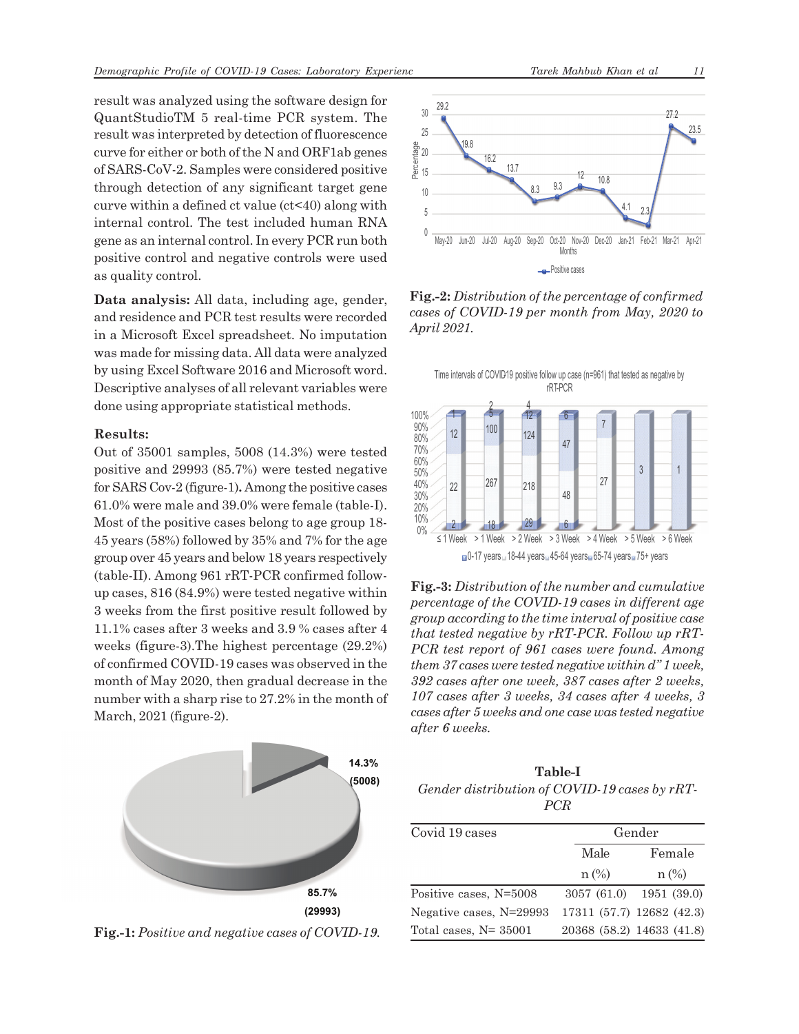result was analyzed using the software design for QuantStudioTM 5 real-time PCR system. The result was interpreted by detection of fluorescence curve for either or both of the N and ORF1ab genes of SARS-CoV-2. Samples were considered positive through detection of any significant target gene curve within a defined ct value (ct<40) along with internal control. The test included human RNA gene as an internal control. In every PCR run both positive control and negative controls were used as quality control.

**Data analysis:** All data, including age, gender, and residence and PCR test results were recorded in a Microsoft Excel spreadsheet. No imputation was made for missing data. All data were analyzed by using Excel Software 2016 and Microsoft word. Descriptive analyses of all relevant variables were done using appropriate statistical methods.

### Results:

Out of 35001 samples, 5008 (14.3%) were tested positive and 29993 (85.7%) were tested negative for SARS Cov-2 (figure-1)**.** Among the positive cases 61.0% were male and 39.0% were female (table-I). Most of the positive cases belong to age group 18-45 years (58%) followed by 35% and 7% for the age group over 45 years and below 18 years respectively (table-II). Among 961 rRT-PCR confirmed follow-up cases, 816 (84.9%) were tested negative within 3 weeks from the first positive result followed by 11.1% cases after 3 weeks and 3.9 % cases after 4 weeks (figure-3).The highest percentage (29.2%) of confirmed COVID-19 cases was observed in the month of May 2020, then gradual decrease in the number with a sharp rise to 27.2% in the month of March, 2021 (figure-2).

**Fig.-1:** *Positive and negative cases of COVID-19.*

**Fig.-2:** *Distribution of the percentage of confirmed cases of COVID-19 per month from May, 2020 to April 2021.*

**Fig.-3:** *Distribution of the number and cumulative percentage of the COVID-19 cases in different age group according to the time interval of positive case that tested negative by rRT-PCR. Follow up rRT-PCR test report of 961 cases were found. Among them 37 cases were tested negative within d" 1 week, 392 cases after one week, 387 cases after 2 weeks, 107 cases after 3 weeks, 34 cases after 4 weeks, 3 cases after 5 weeks and one case was tested negative after 6 weeks.*

**Table-I**

*Gender distribution of COVID-19 cases by rRT-PCR*

| Covid 19 cases | Gender | |
|---|---|---|
| | Male | Female |
| | n (%) | n (%) |
| Positive cases, N=5008 | 3057 (61.0) | 1951 (39.0) |
| Negative cases, N=29993 | 17311 (57.7) | 12682 (42.3) |
| Total cases, N= 35001 | 20368 (58.2) | 14633 (41.8) |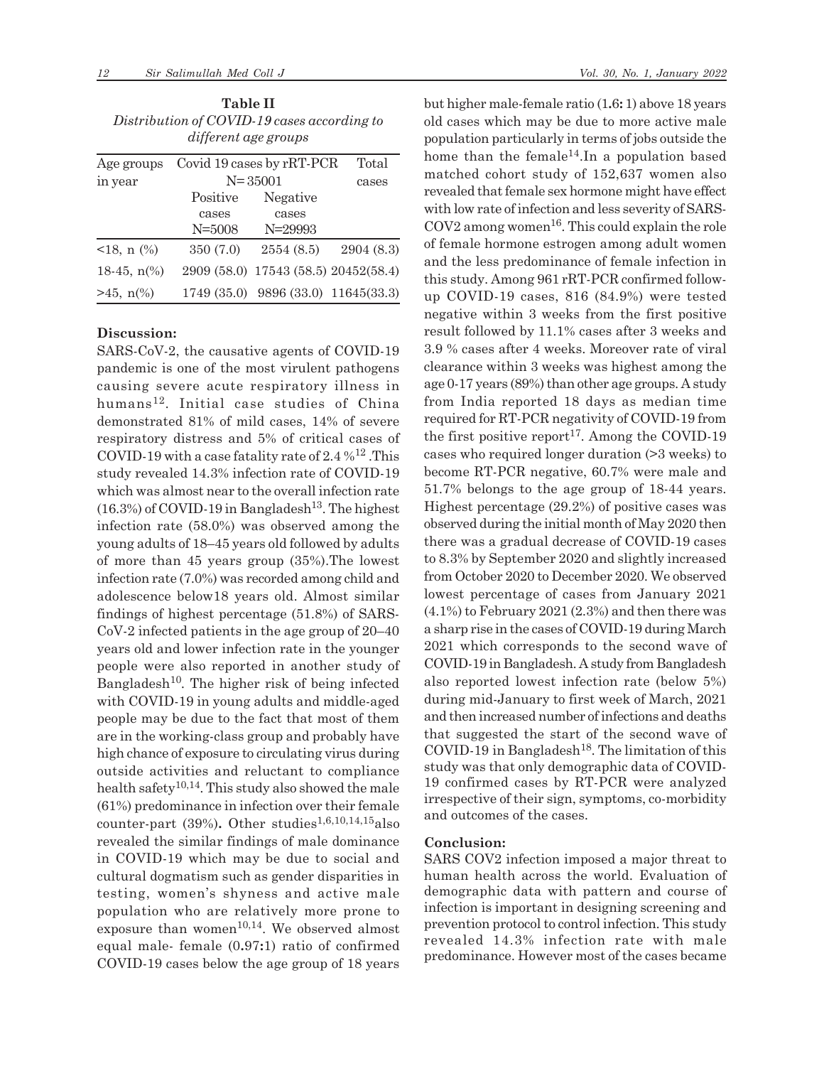**Table II**
*Distribution of COVID-19 cases according to different age groups*

| Age groups in year | Covid 19 cases by rRT-PCR N= 35001 | | Total cases |
|---|---|---|---|
| | Positive cases N=5008 | Negative cases N=29993 | |
| <18, n (%) | 350 (7.0) | 2554 (8.5) | 2904 (8.3) |
| 18-45, n(%) | 2909 (58.0) | 17543 (58.5) | 20452(58.4) |
| >45, n(%) | 1749 (35.0) | 9896 (33.0) | 11645(33.3) |

## Discussion:

SARS-CoV-2, the causative agents of COVID-19 pandemic is one of the most virulent pathogens causing severe acute respiratory illness in humans[12]. Initial case studies of China demonstrated 81% of mild cases, 14% of severe respiratory distress and 5% of critical cases of COVID-19 with a case fatality rate of 2.4 %[12] .This study revealed 14.3% infection rate of COVID-19 which was almost near to the overall infection rate (16.3%) of COVID-19 in Bangladesh[13]. The highest infection rate (58.0%) was observed among the young adults of 18–45 years old followed by adults of more than 45 years group (35%).The lowest infection rate (7.0%) was recorded among child and adolescence below18 years old. Almost similar findings of highest percentage (51.8%) of SARS-CoV-2 infected patients in the age group of 20–40 years old and lower infection rate in the younger people were also reported in another study of Bangladesh[10]. The higher risk of being infected with COVID-19 in young adults and middle-aged people may be due to the fact that most of them are in the working-class group and probably have high chance of exposure to circulating virus during outside activities and reluctant to compliance health safety[10,14]. This study also showed the male (61%) predominance in infection over their female counter-part (39%)**.** Other studies[1,6,10,14,15]also revealed the similar findings of male dominance in COVID-19 which may be due to social and cultural dogmatism such as gender disparities in testing, women's shyness and active male population who are relatively more prone to exposure than women[10,14]. We observed almost equal male- female (0**.**97**:**1) ratio of confirmed COVID-19 cases below the age group of 18 years but higher male-female ratio (1**.**6**:** 1) above 18 years old cases which may be due to more active male population particularly in terms of jobs outside the home than the female[14].In a population based matched cohort study of 152,637 women also revealed that female sex hormone might have effect with low rate of infection and less severity of SARS-COV2 among women[16]. This could explain the role of female hormone estrogen among adult women and the less predominance of female infection in this study. Among 961 rRT-PCR confirmed follow-up COVID-19 cases, 816 (84.9%) were tested negative within 3 weeks from the first positive result followed by 11.1% cases after 3 weeks and 3.9 % cases after 4 weeks. Moreover rate of viral clearance within 3 weeks was highest among the age 0-17 years (89%) than other age groups. A study from India reported 18 days as median time required for RT-PCR negativity of COVID-19 from the first positive report[17]. Among the COVID-19 cases who required longer duration (>3 weeks) to become RT-PCR negative, 60.7% were male and 51.7% belongs to the age group of 18-44 years. Highest percentage (29.2%) of positive cases was observed during the initial month of May 2020 then there was a gradual decrease of COVID-19 cases to 8.3% by September 2020 and slightly increased from October 2020 to December 2020. We observed lowest percentage of cases from January 2021 (4.1%) to February 2021 (2.3%) and then there was a sharp rise in the cases of COVID-19 during March 2021 which corresponds to the second wave of COVID-19 in Bangladesh. A study from Bangladesh also reported lowest infection rate (below 5%) during mid-January to first week of March, 2021 and then increased number of infections and deaths that suggested the start of the second wave of COVID-19 in Bangladesh[18]. The limitation of this study was that only demographic data of COVID-19 confirmed cases by RT-PCR were analyzed irrespective of their sign, symptoms, co-morbidity and outcomes of the cases.

## Conclusion:

SARS COV2 infection imposed a major threat to human health across the world. Evaluation of demographic data with pattern and course of infection is important in designing screening and prevention protocol to control infection. This study revealed 14.3% infection rate with male predominance. However most of the cases became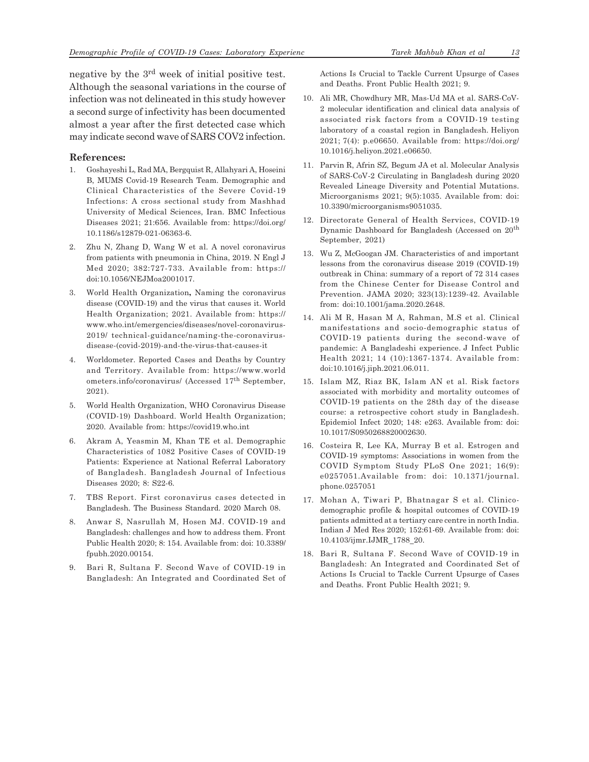negative by the 3rd week of initial positive test. Although the seasonal variations in the course of infection was not delineated in this study however a second surge of infectivity has been documented almost a year after the first detected case which may indicate second wave of SARS COV2 infection.

### References:

1. Goshayeshi L, Rad MA, Bergquist R, Allahyari A, Hoseini B, MUMS Covid-19 Research Team. Demographic and Clinical Characteristics of the Severe Covid-19 Infections: A cross sectional study from Mashhad University of Medical Sciences, Iran. BMC Infectious Diseases 2021; 21:656. Available from: https://doi.org/10.1186/s12879-021-06363-6.
2. Zhu N, Zhang D, Wang W et al. A novel coronavirus from patients with pneumonia in China, 2019. N Engl J Med 2020; 382:727-733. Available from: https://doi:10.1056/NEJMoa2001017.
3. World Health Organization**,** Naming the coronavirus disease (COVID-19) and the virus that causes it. World Health Organization; 2021. Available from: https://www.who.int/emergencies/diseases/novel-coronavirus-2019/ technical-guidance/naming-the-coronavirus-disease-(covid-2019)-and-the-virus-that-causes-it
4. Worldometer. Reported Cases and Deaths by Country and Territory. Available from: https://www.worldometers.info/coronavirus/ (Accessed 17th September, 2021).
5. World Health Organization, WHO Coronavirus Disease (COVID-19) Dashboard. World Health Organization; 2020. Available from: https://covid19.who.int
6. Akram A, Yeasmin M, Khan TE et al. Demographic Characteristics of 1082 Positive Cases of COVID-19 Patients: Experience at National Referral Laboratory of Bangladesh. Bangladesh Journal of Infectious Diseases 2020; 8: S22-6.
7. TBS Report. First coronavirus cases detected in Bangladesh. The Business Standard. 2020 March 08.
8. Anwar S, Nasrullah M, Hosen MJ. COVID-19 and Bangladesh: challenges and how to address them. Front Public Health 2020; 8: 154. Available from: doi: 10.3389/fpubh.2020.00154.
9. Bari R, Sultana F. Second Wave of COVID-19 in Bangladesh: An Integrated and Coordinated Set of Actions Is Crucial to Tackle Current Upsurge of Cases and Deaths. Front Public Health 2021; 9.
10. Ali MR, Chowdhury MR, Mas-Ud MA et al. SARS-CoV-2 molecular identification and clinical data analysis of associated risk factors from a COVID-19 testing laboratory of a coastal region in Bangladesh. Heliyon 2021; 7(4): p.e06650. Available from: https://doi.org/10.1016/j.heliyon.2021.e06650.
11. Parvin R, Afrin SZ, Begum JA et al. Molecular Analysis of SARS-CoV-2 Circulating in Bangladesh during 2020 Revealed Lineage Diversity and Potential Mutations. Microorganisms 2021; 9(5):1035. Available from: doi: 10.3390/microorganisms9051035.
12. Directorate General of Health Services, COVID-19 Dynamic Dashboard for Bangladesh (Accessed on 20th September, 2021)
13. Wu Z, McGoogan JM. Characteristics of and important lessons from the coronavirus disease 2019 (COVID-19) outbreak in China: summary of a report of 72 314 cases from the Chinese Center for Disease Control and Prevention. JAMA 2020; 323(13):1239-42. Available from: doi:10.1001/jama.2020.2648.
14. Ali M R, Hasan M A, Rahman, M.S et al. Clinical manifestations and socio-demographic status of COVID-19 patients during the second-wave of pandemic: A Bangladeshi experience. J Infect Public Health 2021; 14 (10):1367-1374. Available from: doi:10.1016/j.jiph.2021.06.011.
15. Islam MZ, Riaz BK, Islam AN et al. Risk factors associated with morbidity and mortality outcomes of COVID-19 patients on the 28th day of the disease course: a retrospective cohort study in Bangladesh. Epidemiol Infect 2020; 148: e263. Available from: doi: 10.1017/S0950268820002630.
16. Costeira R, Lee KA, Murray B et al. Estrogen and COVID-19 symptoms: Associations in women from the COVID Symptom Study PLoS One 2021; 16(9): e0257051.Available from: doi: 10.1371/journal.phone.0257051
17. Mohan A, Tiwari P, Bhatnagar S et al. Clinico-demographic profile & hospital outcomes of COVID-19 patients admitted at a tertiary care centre in north India. Indian J Med Res 2020; 152:61-69. Available from: doi: 10.4103/ijmr.IJMR_1788_20.
18. Bari R, Sultana F. Second Wave of COVID-19 in Bangladesh: An Integrated and Coordinated Set of Actions Is Crucial to Tackle Current Upsurge of Cases and Deaths. Front Public Health 2021; 9.